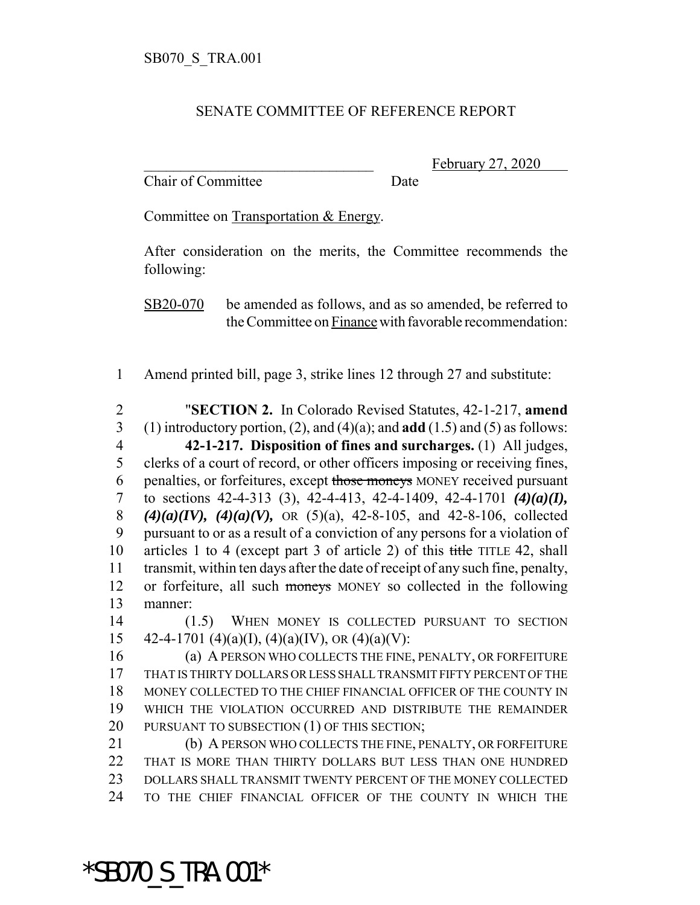SB070_S_TRA.001

SENATE COMMITTEE OF REFERENCE REPORT

_______________________________ February 27, 2020
Chair of Committee Date

Committee on Transportation & Energy.

After consideration on the merits, the Committee recommends the following:

SB20-070 be amended as follows, and as so amended, be referred to the Committee on Finance with favorable recommendation:

1 Amend printed bill, page 3, strike lines 12 through 27 and substitute:

2 "**SECTION 2.** In Colorado Revised Statutes, 42-1-217, **amend**
3 (1) introductory portion, (2), and (4)(a); and **add** (1.5) and (5) as follows:
4 **42-1-217. Disposition of fines and surcharges.** (1) All judges,
5 clerks of a court of record, or other officers imposing or receiving fines,
6 penalties, or forfeitures, except ~~those moneys~~ MONEY received pursuant
7 to sections 42-4-313 (3), 42-4-413, 42-4-1409, 42-4-1701 ***(4)(a)(I),***
8 ***(4)(a)(IV), (4)(a)(V),*** OR (5)(a), 42-8-105, and 42-8-106, collected
9 pursuant to or as a result of a conviction of any persons for a violation of
10 articles 1 to 4 (except part 3 of article 2) of this ~~title~~ TITLE 42, shall
11 transmit, within ten days after the date of receipt of any such fine, penalty,
12 or forfeiture, all such ~~moneys~~ MONEY so collected in the following
13 manner:
14 (1.5) WHEN MONEY IS COLLECTED PURSUANT TO SECTION
15 42-4-1701 (4)(a)(I), (4)(a)(IV), OR (4)(a)(V):
16 (a) A PERSON WHO COLLECTS THE FINE, PENALTY, OR FORFEITURE
17 THAT IS THIRTY DOLLARS OR LESS SHALL TRANSMIT FIFTY PERCENT OF THE
18 MONEY COLLECTED TO THE CHIEF FINANCIAL OFFICER OF THE COUNTY IN
19 WHICH THE VIOLATION OCCURRED AND DISTRIBUTE THE REMAINDER
20 PURSUANT TO SUBSECTION (1) OF THIS SECTION;
21 (b) A PERSON WHO COLLECTS THE FINE, PENALTY, OR FORFEITURE
22 THAT IS MORE THAN THIRTY DOLLARS BUT LESS THAN ONE HUNDRED
23 DOLLARS SHALL TRANSMIT TWENTY PERCENT OF THE MONEY COLLECTED
24 TO THE CHIEF FINANCIAL OFFICER OF THE COUNTY IN WHICH THE

*SB070_S_TRA.001*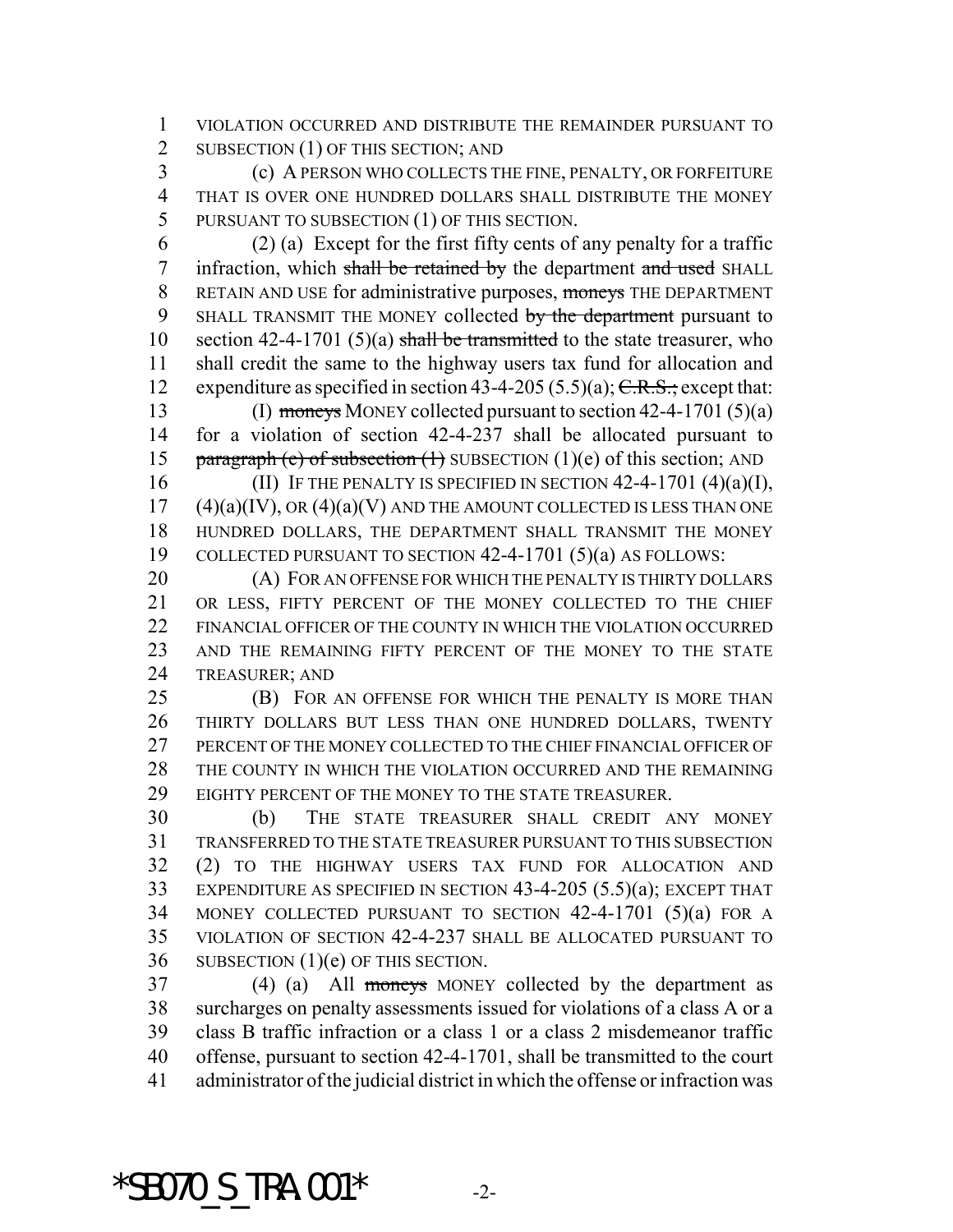VIOLATION OCCURRED AND DISTRIBUTE THE REMAINDER PURSUANT TO SUBSECTION (1) OF THIS SECTION; AND

(c) A PERSON WHO COLLECTS THE FINE, PENALTY, OR FORFEITURE THAT IS OVER ONE HUNDRED DOLLARS SHALL DISTRIBUTE THE MONEY PURSUANT TO SUBSECTION (1) OF THIS SECTION.

(2) (a) Except for the first fifty cents of any penalty for a traffic infraction, which ~~shall be retained by~~ the department ~~and used~~ SHALL RETAIN AND USE for administrative purposes, ~~moneys~~ THE DEPARTMENT SHALL TRANSMIT THE MONEY collected ~~by the department~~ pursuant to section 42-4-1701 (5)(a) ~~shall be transmitted~~ to the state treasurer, who shall credit the same to the highway users tax fund for allocation and expenditure as specified in section 43-4-205 (5.5)(a); ~~C.R.S.;~~ except that:

(I) ~~moneys~~ MONEY collected pursuant to section 42-4-1701 (5)(a) for a violation of section 42-4-237 shall be allocated pursuant to ~~paragraph (e) of subsection (1)~~ SUBSECTION (1)(e) of this section; AND

(II) IF THE PENALTY IS SPECIFIED IN SECTION 42-4-1701 (4)(a)(I), (4)(a)(IV), OR (4)(a)(V) AND THE AMOUNT COLLECTED IS LESS THAN ONE HUNDRED DOLLARS, THE DEPARTMENT SHALL TRANSMIT THE MONEY COLLECTED PURSUANT TO SECTION 42-4-1701 (5)(a) AS FOLLOWS:

(A) FOR AN OFFENSE FOR WHICH THE PENALTY IS THIRTY DOLLARS OR LESS, FIFTY PERCENT OF THE MONEY COLLECTED TO THE CHIEF FINANCIAL OFFICER OF THE COUNTY IN WHICH THE VIOLATION OCCURRED AND THE REMAINING FIFTY PERCENT OF THE MONEY TO THE STATE TREASURER; AND

(B) FOR AN OFFENSE FOR WHICH THE PENALTY IS MORE THAN THIRTY DOLLARS BUT LESS THAN ONE HUNDRED DOLLARS, TWENTY PERCENT OF THE MONEY COLLECTED TO THE CHIEF FINANCIAL OFFICER OF THE COUNTY IN WHICH THE VIOLATION OCCURRED AND THE REMAINING EIGHTY PERCENT OF THE MONEY TO THE STATE TREASURER.

(b) THE STATE TREASURER SHALL CREDIT ANY MONEY TRANSFERRED TO THE STATE TREASURER PURSUANT TO THIS SUBSECTION (2) TO THE HIGHWAY USERS TAX FUND FOR ALLOCATION AND EXPENDITURE AS SPECIFIED IN SECTION 43-4-205 (5.5)(a); EXCEPT THAT MONEY COLLECTED PURSUANT TO SECTION 42-4-1701 (5)(a) FOR A VIOLATION OF SECTION 42-4-237 SHALL BE ALLOCATED PURSUANT TO SUBSECTION (1)(e) OF THIS SECTION.

(4) (a) All ~~moneys~~ MONEY collected by the department as surcharges on penalty assessments issued for violations of a class A or a class B traffic infraction or a class 1 or a class 2 misdemeanor traffic offense, pursuant to section 42-4-1701, shall be transmitted to the court administrator of the judicial district in which the offense or infraction was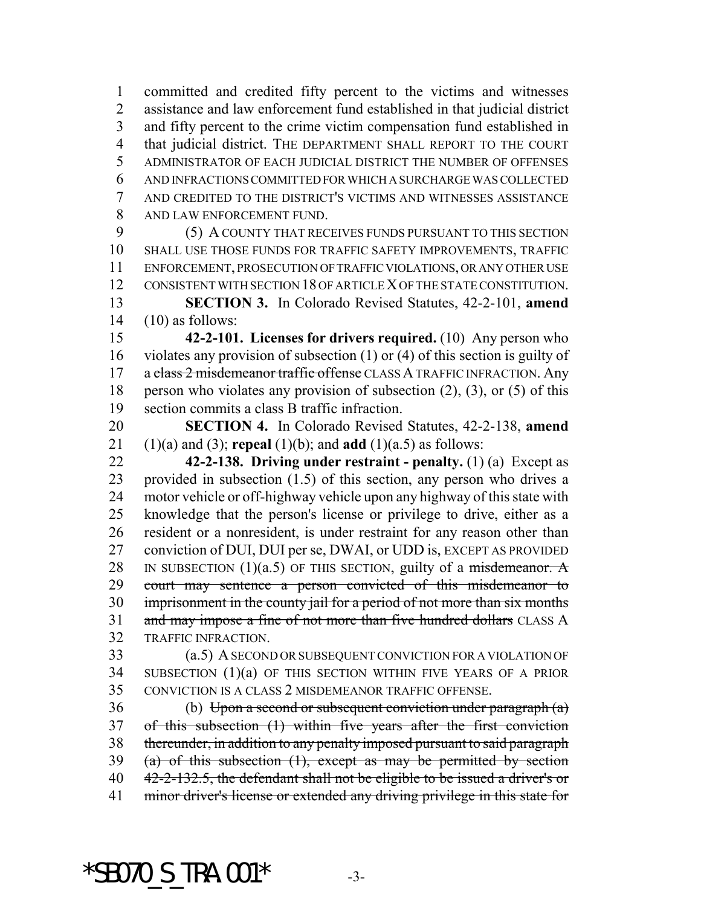committed and credited fifty percent to the victims and witnesses assistance and law enforcement fund established in that judicial district and fifty percent to the crime victim compensation fund established in that judicial district. THE DEPARTMENT SHALL REPORT TO THE COURT ADMINISTRATOR OF EACH JUDICIAL DISTRICT THE NUMBER OF OFFENSES AND INFRACTIONS COMMITTED FOR WHICH A SURCHARGE WAS COLLECTED AND CREDITED TO THE DISTRICT'S VICTIMS AND WITNESSES ASSISTANCE AND LAW ENFORCEMENT FUND.

(5) A COUNTY THAT RECEIVES FUNDS PURSUANT TO THIS SECTION SHALL USE THOSE FUNDS FOR TRAFFIC SAFETY IMPROVEMENTS, TRAFFIC ENFORCEMENT, PROSECUTION OF TRAFFIC VIOLATIONS, OR ANY OTHER USE CONSISTENT WITH SECTION 18 OF ARTICLE X OF THE STATE CONSTITUTION.

**SECTION 3.** In Colorado Revised Statutes, 42-2-101, **amend** (10) as follows:

**42-2-101. Licenses for drivers required.** (10) Any person who violates any provision of subsection (1) or (4) of this section is guilty of a ~~class 2 misdemeanor traffic offense~~ CLASS A TRAFFIC INFRACTION. Any person who violates any provision of subsection (2), (3), or (5) of this section commits a class B traffic infraction.

**SECTION 4.** In Colorado Revised Statutes, 42-2-138, **amend** (1)(a) and (3); **repeal** (1)(b); and **add** (1)(a.5) as follows:

**42-2-138. Driving under restraint - penalty.** (1) (a) Except as provided in subsection (1.5) of this section, any person who drives a motor vehicle or off-highway vehicle upon any highway of this state with knowledge that the person's license or privilege to drive, either as a resident or a nonresident, is under restraint for any reason other than conviction of DUI, DUI per se, DWAI, or UDD is, EXCEPT AS PROVIDED IN SUBSECTION (1)(a.5) OF THIS SECTION, guilty of a ~~misdemeanor. A court may sentence a person convicted of this misdemeanor to imprisonment in the county jail for a period of not more than six months and may impose a fine of not more than five hundred dollars~~ CLASS A TRAFFIC INFRACTION.

(a.5) A SECOND OR SUBSEQUENT CONVICTION FOR A VIOLATION OF SUBSECTION (1)(a) OF THIS SECTION WITHIN FIVE YEARS OF A PRIOR CONVICTION IS A CLASS 2 MISDEMEANOR TRAFFIC OFFENSE.

(b) ~~Upon a second or subsequent conviction under paragraph (a) of this subsection (1) within five years after the first conviction thereunder, in addition to any penalty imposed pursuant to said paragraph (a) of this subsection (1), except as may be permitted by section 42-2-132.5, the defendant shall not be eligible to be issued a driver's or minor driver's license or extended any driving privilege in this state for~~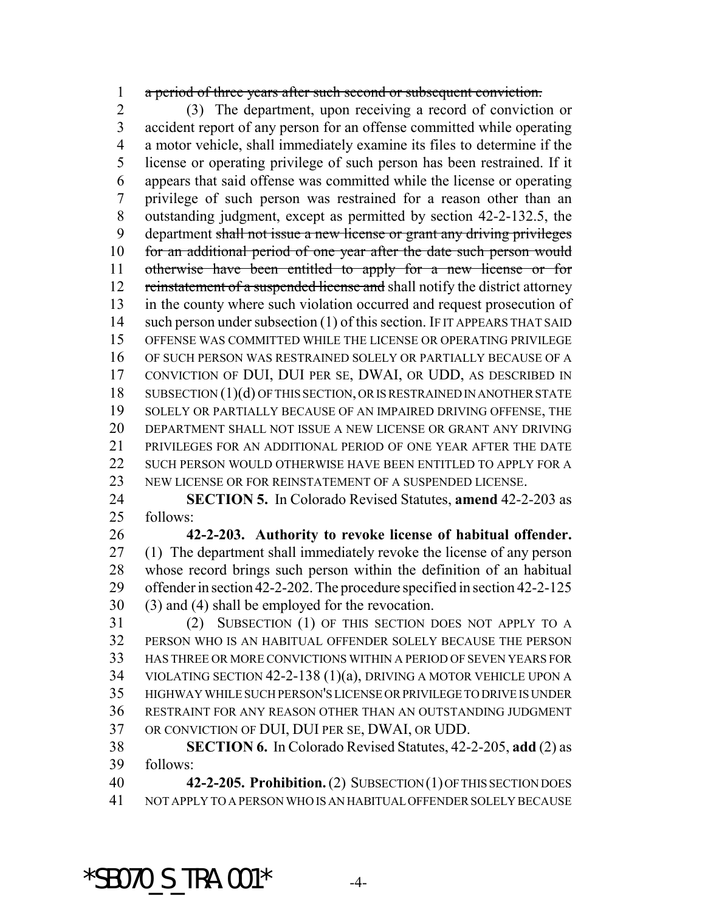~~a period of three years after such second or subsequent conviction.~~

(3) The department, upon receiving a record of conviction or accident report of any person for an offense committed while operating a motor vehicle, shall immediately examine its files to determine if the license or operating privilege of such person has been restrained. If it appears that said offense was committed while the license or operating privilege of such person was restrained for a reason other than an outstanding judgment, except as permitted by section 42-2-132.5, the department ~~shall not issue a new license or grant any driving privileges for an additional period of one year after the date such person would otherwise have been entitled to apply for a new license or for reinstatement of a suspended license and~~ shall notify the district attorney in the county where such violation occurred and request prosecution of such person under subsection (1) of this section. IF IT APPEARS THAT SAID OFFENSE WAS COMMITTED WHILE THE LICENSE OR OPERATING PRIVILEGE OF SUCH PERSON WAS RESTRAINED SOLELY OR PARTIALLY BECAUSE OF A CONVICTION OF DUI, DUI PER SE, DWAI, OR UDD, AS DESCRIBED IN SUBSECTION (1)(d) OF THIS SECTION, OR IS RESTRAINED IN ANOTHER STATE SOLELY OR PARTIALLY BECAUSE OF AN IMPAIRED DRIVING OFFENSE, THE DEPARTMENT SHALL NOT ISSUE A NEW LICENSE OR GRANT ANY DRIVING PRIVILEGES FOR AN ADDITIONAL PERIOD OF ONE YEAR AFTER THE DATE SUCH PERSON WOULD OTHERWISE HAVE BEEN ENTITLED TO APPLY FOR A NEW LICENSE OR FOR REINSTATEMENT OF A SUSPENDED LICENSE.

**SECTION 5.** In Colorado Revised Statutes, **amend** 42-2-203 as follows:

**42-2-203. Authority to revoke license of habitual offender.** (1) The department shall immediately revoke the license of any person whose record brings such person within the definition of an habitual offender in section 42-2-202. The procedure specified in section 42-2-125 (3) and (4) shall be employed for the revocation.

(2) SUBSECTION (1) OF THIS SECTION DOES NOT APPLY TO A PERSON WHO IS AN HABITUAL OFFENDER SOLELY BECAUSE THE PERSON HAS THREE OR MORE CONVICTIONS WITHIN A PERIOD OF SEVEN YEARS FOR VIOLATING SECTION 42-2-138 (1)(a), DRIVING A MOTOR VEHICLE UPON A HIGHWAY WHILE SUCH PERSON'S LICENSE OR PRIVILEGE TO DRIVE IS UNDER RESTRAINT FOR ANY REASON OTHER THAN AN OUTSTANDING JUDGMENT OR CONVICTION OF DUI, DUI PER SE, DWAI, OR UDD.

**SECTION 6.** In Colorado Revised Statutes, 42-2-205, **add** (2) as follows:

**42-2-205. Prohibition.** (2) SUBSECTION (1) OF THIS SECTION DOES NOT APPLY TO A PERSON WHO IS AN HABITUAL OFFENDER SOLELY BECAUSE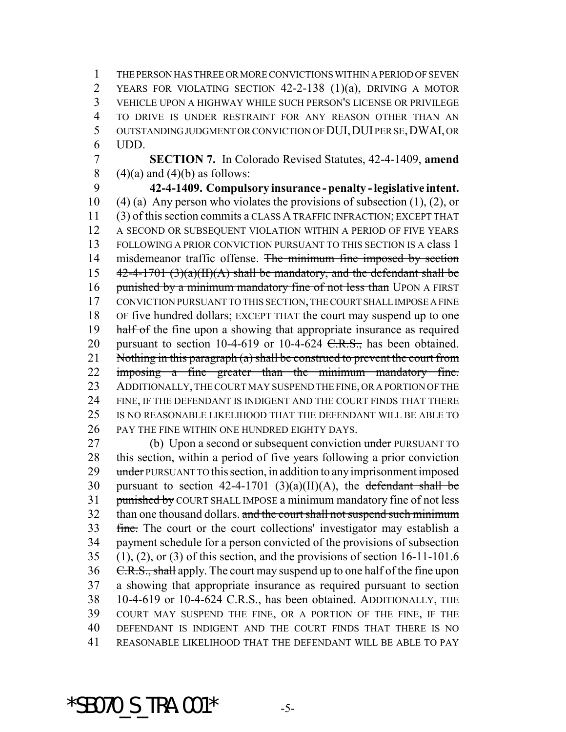THE PERSON HAS THREE OR MORE CONVICTIONS WITHIN A PERIOD OF SEVEN YEARS FOR VIOLATING SECTION 42-2-138 (1)(a), DRIVING A MOTOR VEHICLE UPON A HIGHWAY WHILE SUCH PERSON'S LICENSE OR PRIVILEGE TO DRIVE IS UNDER RESTRAINT FOR ANY REASON OTHER THAN AN OUTSTANDING JUDGMENT OR CONVICTION OF DUI, DUI PER SE, DWAI, OR UDD.

**SECTION 7.** In Colorado Revised Statutes, 42-4-1409, **amend** (4)(a) and (4)(b) as follows:

**42-4-1409. Compulsory insurance - penalty - legislative intent.** (4) (a) Any person who violates the provisions of subsection (1), (2), or (3) of this section commits a CLASS A TRAFFIC INFRACTION; EXCEPT THAT A SECOND OR SUBSEQUENT VIOLATION WITHIN A PERIOD OF FIVE YEARS FOLLOWING A PRIOR CONVICTION PURSUANT TO THIS SECTION IS A class 1 misdemeanor traffic offense. ~~The minimum fine imposed by section 42-4-1701 (3)(a)(II)(A) shall be mandatory, and the defendant shall be punished by a minimum mandatory fine of not less than~~ UPON A FIRST CONVICTION PURSUANT TO THIS SECTION, THE COURT SHALL IMPOSE A FINE OF five hundred dollars; EXCEPT THAT the court may suspend ~~up to one half of~~ the fine upon a showing that appropriate insurance as required pursuant to section 10-4-619 or 10-4-624 ~~C.R.S.,~~ has been obtained. ~~Nothing in this paragraph (a) shall be construed to prevent the court from imposing a fine greater than the minimum mandatory fine.~~ ADDITIONALLY, THE COURT MAY SUSPEND THE FINE, OR A PORTION OF THE FINE, IF THE DEFENDANT IS INDIGENT AND THE COURT FINDS THAT THERE IS NO REASONABLE LIKELIHOOD THAT THE DEFENDANT WILL BE ABLE TO PAY THE FINE WITHIN ONE HUNDRED EIGHTY DAYS.

(b) Upon a second or subsequent conviction ~~under~~ PURSUANT TO this section, within a period of five years following a prior conviction ~~under~~ PURSUANT TO this section, in addition to any imprisonment imposed pursuant to section 42-4-1701 (3)(a)(II)(A), the ~~defendant shall be punished by~~ COURT SHALL IMPOSE a minimum mandatory fine of not less than one thousand dollars. ~~and the court shall not suspend such minimum fine.~~ The court or the court collections' investigator may establish a payment schedule for a person convicted of the provisions of subsection (1), (2), or (3) of this section, and the provisions of section 16-11-101.6 ~~C.R.S., shall~~ apply. The court may suspend up to one half of the fine upon a showing that appropriate insurance as required pursuant to section 10-4-619 or 10-4-624 ~~C.R.S.,~~ has been obtained. ADDITIONALLY, THE COURT MAY SUSPEND THE FINE, OR A PORTION OF THE FINE, IF THE DEFENDANT IS INDIGENT AND THE COURT FINDS THAT THERE IS NO REASONABLE LIKELIHOOD THAT THE DEFENDANT WILL BE ABLE TO PAY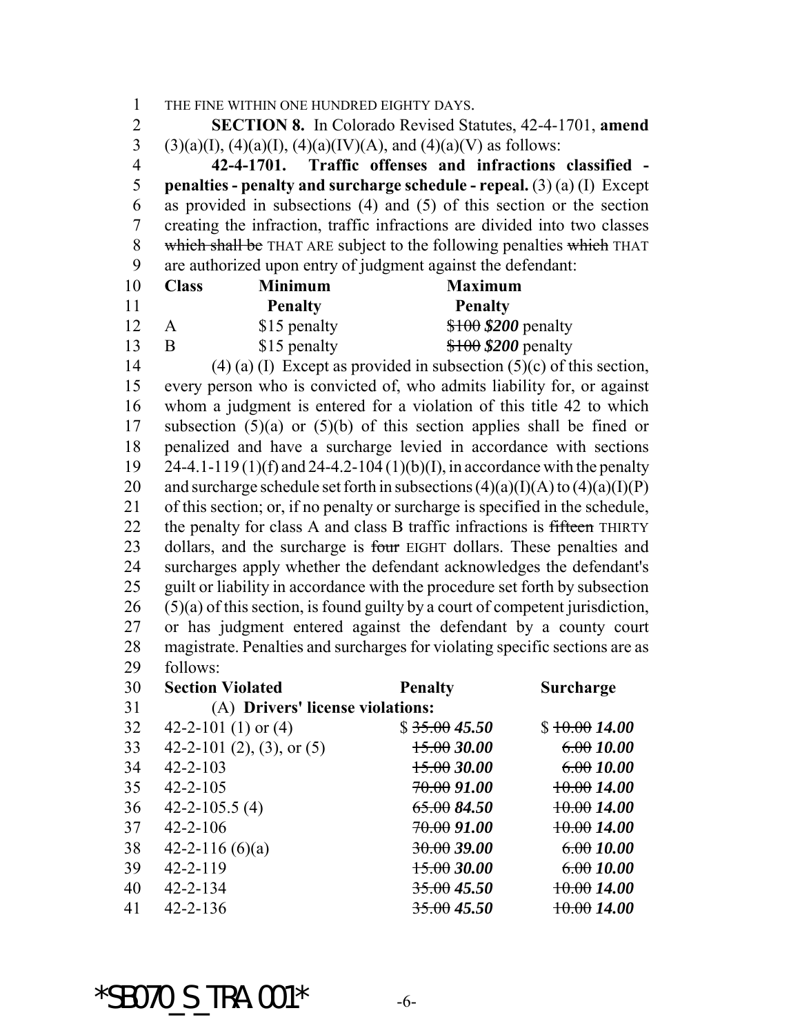THE FINE WITHIN ONE HUNDRED EIGHTY DAYS.

**SECTION 8.** In Colorado Revised Statutes, 42-4-1701, **amend** (3)(a)(I), (4)(a)(I), (4)(a)(IV)(A), and (4)(a)(V) as follows:

**42-4-1701. Traffic offenses and infractions classified - penalties - penalty and surcharge schedule - repeal.** (3) (a) (I) Except as provided in subsections (4) and (5) of this section or the section creating the infraction, traffic infractions are divided into two classes ~~which shall be~~ THAT ARE subject to the following penalties ~~which~~ THAT are authorized upon entry of judgment against the defendant:

| Class | Minimum Penalty | Maximum Penalty |
|---|---|---|
| A | $15 penalty | ~~$100~~ ***$200*** penalty |
| B | $15 penalty | ~~$100~~ ***$200*** penalty |

(4) (a) (I) Except as provided in subsection (5)(c) of this section, every person who is convicted of, who admits liability for, or against whom a judgment is entered for a violation of this title 42 to which subsection (5)(a) or (5)(b) of this section applies shall be fined or penalized and have a surcharge levied in accordance with sections 24-4.1-119 (1)(f) and 24-4.2-104 (1)(b)(I), in accordance with the penalty and surcharge schedule set forth in subsections (4)(a)(I)(A) to (4)(a)(I)(P) of this section; or, if no penalty or surcharge is specified in the schedule, the penalty for class A and class B traffic infractions is ~~fifteen~~ THIRTY dollars, and the surcharge is ~~four~~ EIGHT dollars. These penalties and surcharges apply whether the defendant acknowledges the defendant's guilt or liability in accordance with the procedure set forth by subsection (5)(a) of this section, is found guilty by a court of competent jurisdiction, or has judgment entered against the defendant by a county court magistrate. Penalties and surcharges for violating specific sections are as follows:

| Section Violated | Penalty | Surcharge |
|---|---|---|
| (A) **Drivers' license violations:** | | |
| 42-2-101 (1) or (4) | $ ~~35.00~~ ***45.50*** | $ ~~10.00~~ ***14.00*** |
| 42-2-101 (2), (3), or (5) | ~~15.00~~ ***30.00*** | ~~6.00~~ ***10.00*** |
| 42-2-103 | ~~15.00~~ ***30.00*** | ~~6.00~~ ***10.00*** |
| 42-2-105 | ~~70.00~~ ***91.00*** | ~~10.00~~ ***14.00*** |
| 42-2-105.5 (4) | ~~65.00~~ ***84.50*** | ~~10.00~~ ***14.00*** |
| 42-2-106 | ~~70.00~~ ***91.00*** | ~~10.00~~ ***14.00*** |
| 42-2-116 (6)(a) | ~~30.00~~ ***39.00*** | ~~6.00~~ ***10.00*** |
| 42-2-119 | ~~15.00~~ ***30.00*** | ~~6.00~~ ***10.00*** |
| 42-2-134 | ~~35.00~~ ***45.50*** | ~~10.00~~ ***14.00*** |
| 42-2-136 | ~~35.00~~ ***45.50*** | ~~10.00~~ ***14.00*** |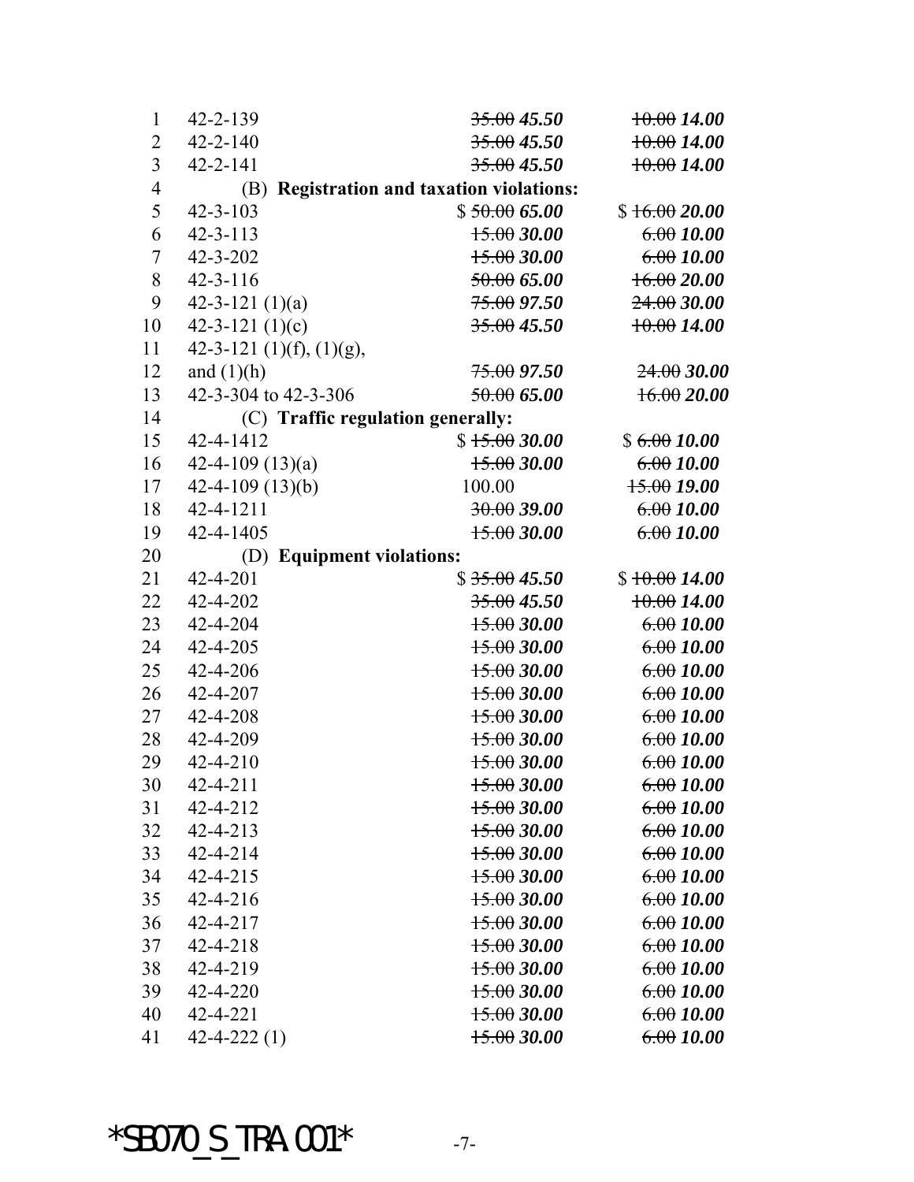| | | |
|---|---|---|
| 42-2-139 | ~~35.00~~ ***45.50*** | ~~10.00~~ ***14.00*** |
| 42-2-140 | ~~35.00~~ ***45.50*** | ~~10.00~~ ***14.00*** |
| 42-2-141 | ~~35.00~~ ***45.50*** | ~~10.00~~ ***14.00*** |
| (B) **Registration and taxation violations:** | | |
| 42-3-103 | $ ~~50.00~~ ***65.00*** | $ ~~16.00~~ ***20.00*** |
| 42-3-113 | ~~15.00~~ ***30.00*** | ~~6.00~~ ***10.00*** |
| 42-3-202 | ~~15.00~~ ***30.00*** | ~~6.00~~ ***10.00*** |
| 42-3-116 | ~~50.00~~ ***65.00*** | ~~16.00~~ ***20.00*** |
| 42-3-121 (1)(a) | ~~75.00~~ ***97.50*** | ~~24.00~~ ***30.00*** |
| 42-3-121 (1)(c) | ~~35.00~~ ***45.50*** | ~~10.00~~ ***14.00*** |
| 42-3-121 (1)(f), (1)(g), and (1)(h) | ~~75.00~~ ***97.50*** | ~~24.00~~ ***30.00*** |
| 42-3-304 to 42-3-306 | ~~50.00~~ ***65.00*** | ~~16.00~~ ***20.00*** |
| (C) **Traffic regulation generally:** | | |
| 42-4-1412 | $ ~~15.00~~ ***30.00*** | $ ~~6.00~~ ***10.00*** |
| 42-4-109 (13)(a) | ~~15.00~~ ***30.00*** | ~~6.00~~ ***10.00*** |
| 42-4-109 (13)(b) | 100.00 | ~~15.00~~ ***19.00*** |
| 42-4-1211 | ~~30.00~~ ***39.00*** | ~~6.00~~ ***10.00*** |
| 42-4-1405 | ~~15.00~~ ***30.00*** | ~~6.00~~ ***10.00*** |
| (D) **Equipment violations:** | | |
| 42-4-201 | $ ~~35.00~~ ***45.50*** | $ ~~10.00~~ ***14.00*** |
| 42-4-202 | ~~35.00~~ ***45.50*** | ~~10.00~~ ***14.00*** |
| 42-4-204 | ~~15.00~~ ***30.00*** | ~~6.00~~ ***10.00*** |
| 42-4-205 | ~~15.00~~ ***30.00*** | ~~6.00~~ ***10.00*** |
| 42-4-206 | ~~15.00~~ ***30.00*** | ~~6.00~~ ***10.00*** |
| 42-4-207 | ~~15.00~~ ***30.00*** | ~~6.00~~ ***10.00*** |
| 42-4-208 | ~~15.00~~ ***30.00*** | ~~6.00~~ ***10.00*** |
| 42-4-209 | ~~15.00~~ ***30.00*** | ~~6.00~~ ***10.00*** |
| 42-4-210 | ~~15.00~~ ***30.00*** | ~~6.00~~ ***10.00*** |
| 42-4-211 | ~~15.00~~ ***30.00*** | ~~6.00~~ ***10.00*** |
| 42-4-212 | ~~15.00~~ ***30.00*** | ~~6.00~~ ***10.00*** |
| 42-4-213 | ~~15.00~~ ***30.00*** | ~~6.00~~ ***10.00*** |
| 42-4-214 | ~~15.00~~ ***30.00*** | ~~6.00~~ ***10.00*** |
| 42-4-215 | ~~15.00~~ ***30.00*** | ~~6.00~~ ***10.00*** |
| 42-4-216 | ~~15.00~~ ***30.00*** | ~~6.00~~ ***10.00*** |
| 42-4-217 | ~~15.00~~ ***30.00*** | ~~6.00~~ ***10.00*** |
| 42-4-218 | ~~15.00~~ ***30.00*** | ~~6.00~~ ***10.00*** |
| 42-4-219 | ~~15.00~~ ***30.00*** | ~~6.00~~ ***10.00*** |
| 42-4-220 | ~~15.00~~ ***30.00*** | ~~6.00~~ ***10.00*** |
| 42-4-221 | ~~15.00~~ ***30.00*** | ~~6.00~~ ***10.00*** |
| 42-4-222 (1) | ~~15.00~~ ***30.00*** | ~~6.00~~ ***10.00*** |

*SB070_S_TRA.001*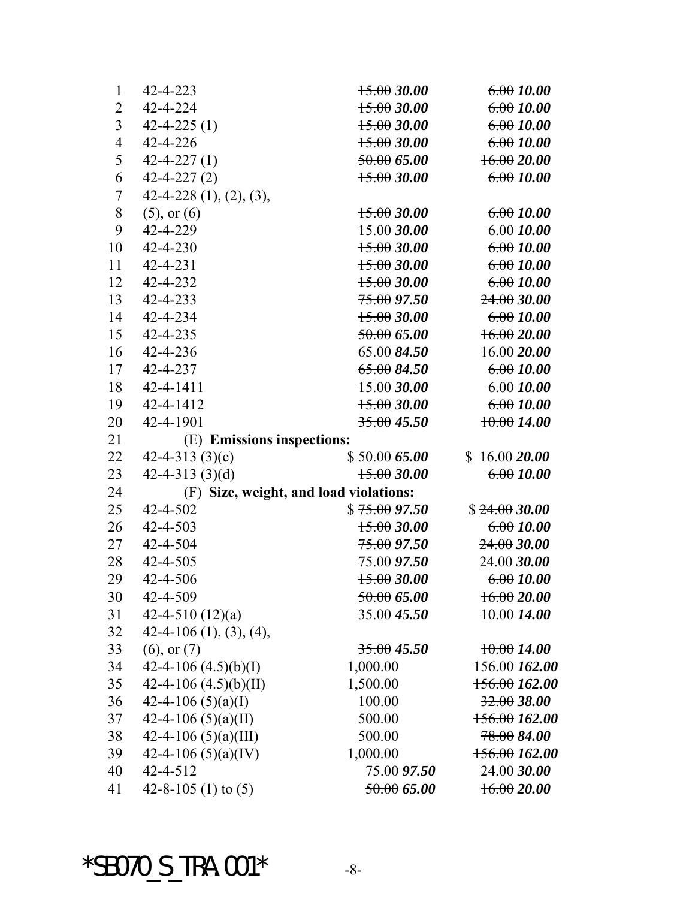| | | | |
|---|---|---|---|
| 1 | 42-4-223 | ~~15.00~~ ***30.00*** | ~~6.00~~ ***10.00*** |
| 2 | 42-4-224 | ~~15.00~~ ***30.00*** | ~~6.00~~ ***10.00*** |
| 3 | 42-4-225 (1) | ~~15.00~~ ***30.00*** | ~~6.00~~ ***10.00*** |
| 4 | 42-4-226 | ~~15.00~~ ***30.00*** | ~~6.00~~ ***10.00*** |
| 5 | 42-4-227 (1) | ~~50.00~~ ***65.00*** | ~~16.00~~ ***20.00*** |
| 6 | 42-4-227 (2) | ~~15.00~~ ***30.00*** | ~~6.00~~ ***10.00*** |
| 7 | 42-4-228 (1), (2), (3), | | |
| 8 | (5), or (6) | ~~15.00~~ ***30.00*** | ~~6.00~~ ***10.00*** |
| 9 | 42-4-229 | ~~15.00~~ ***30.00*** | ~~6.00~~ ***10.00*** |
| 10 | 42-4-230 | ~~15.00~~ ***30.00*** | ~~6.00~~ ***10.00*** |
| 11 | 42-4-231 | ~~15.00~~ ***30.00*** | ~~6.00~~ ***10.00*** |
| 12 | 42-4-232 | ~~15.00~~ ***30.00*** | ~~6.00~~ ***10.00*** |
| 13 | 42-4-233 | ~~75.00~~ ***97.50*** | ~~24.00~~ ***30.00*** |
| 14 | 42-4-234 | ~~15.00~~ ***30.00*** | ~~6.00~~ ***10.00*** |
| 15 | 42-4-235 | ~~50.00~~ ***65.00*** | ~~16.00~~ ***20.00*** |
| 16 | 42-4-236 | ~~65.00~~ ***84.50*** | ~~16.00~~ ***20.00*** |
| 17 | 42-4-237 | ~~65.00~~ ***84.50*** | ~~6.00~~ ***10.00*** |
| 18 | 42-4-1411 | ~~15.00~~ ***30.00*** | ~~6.00~~ ***10.00*** |
| 19 | 42-4-1412 | ~~15.00~~ ***30.00*** | ~~6.00~~ ***10.00*** |
| 20 | 42-4-1901 | ~~35.00~~ ***45.50*** | ~~10.00~~ ***14.00*** |
| 21 | (E) **Emissions inspections:** | | |
| 22 | 42-4-313 (3)(c) | $ ~~50.00~~ ***65.00*** | $ ~~16.00~~ ***20.00*** |
| 23 | 42-4-313 (3)(d) | ~~15.00~~ ***30.00*** | ~~6.00~~ ***10.00*** |
| 24 | (F) **Size, weight, and load violations:** | | |
| 25 | 42-4-502 | $ ~~75.00~~ ***97.50*** | $ ~~24.00~~ ***30.00*** |
| 26 | 42-4-503 | ~~15.00~~ ***30.00*** | ~~6.00~~ ***10.00*** |
| 27 | 42-4-504 | ~~75.00~~ ***97.50*** | ~~24.00~~ ***30.00*** |
| 28 | 42-4-505 | ~~75.00~~ ***97.50*** | ~~24.00~~ ***30.00*** |
| 29 | 42-4-506 | ~~15.00~~ ***30.00*** | ~~6.00~~ ***10.00*** |
| 30 | 42-4-509 | ~~50.00~~ ***65.00*** | ~~16.00~~ ***20.00*** |
| 31 | 42-4-510 (12)(a) | ~~35.00~~ ***45.50*** | ~~10.00~~ ***14.00*** |
| 32 | 42-4-106 (1), (3), (4), | | |
| 33 | (6), or (7) | ~~35.00~~ ***45.50*** | ~~10.00~~ ***14.00*** |
| 34 | 42-4-106 (4.5)(b)(I) | 1,000.00 | ~~156.00~~ ***162.00*** |
| 35 | 42-4-106 (4.5)(b)(II) | 1,500.00 | ~~156.00~~ ***162.00*** |
| 36 | 42-4-106 (5)(a)(I) | 100.00 | ~~32.00~~ ***38.00*** |
| 37 | 42-4-106 (5)(a)(II) | 500.00 | ~~156.00~~ ***162.00*** |
| 38 | 42-4-106 (5)(a)(III) | 500.00 | ~~78.00~~ ***84.00*** |
| 39 | 42-4-106 (5)(a)(IV) | 1,000.00 | ~~156.00~~ ***162.00*** |
| 40 | 42-4-512 | ~~75.00~~ ***97.50*** | ~~24.00~~ ***30.00*** |
| 41 | 42-8-105 (1) to (5) | ~~50.00~~ ***65.00*** | ~~16.00~~ ***20.00*** |

*SB070_S_TRA.001*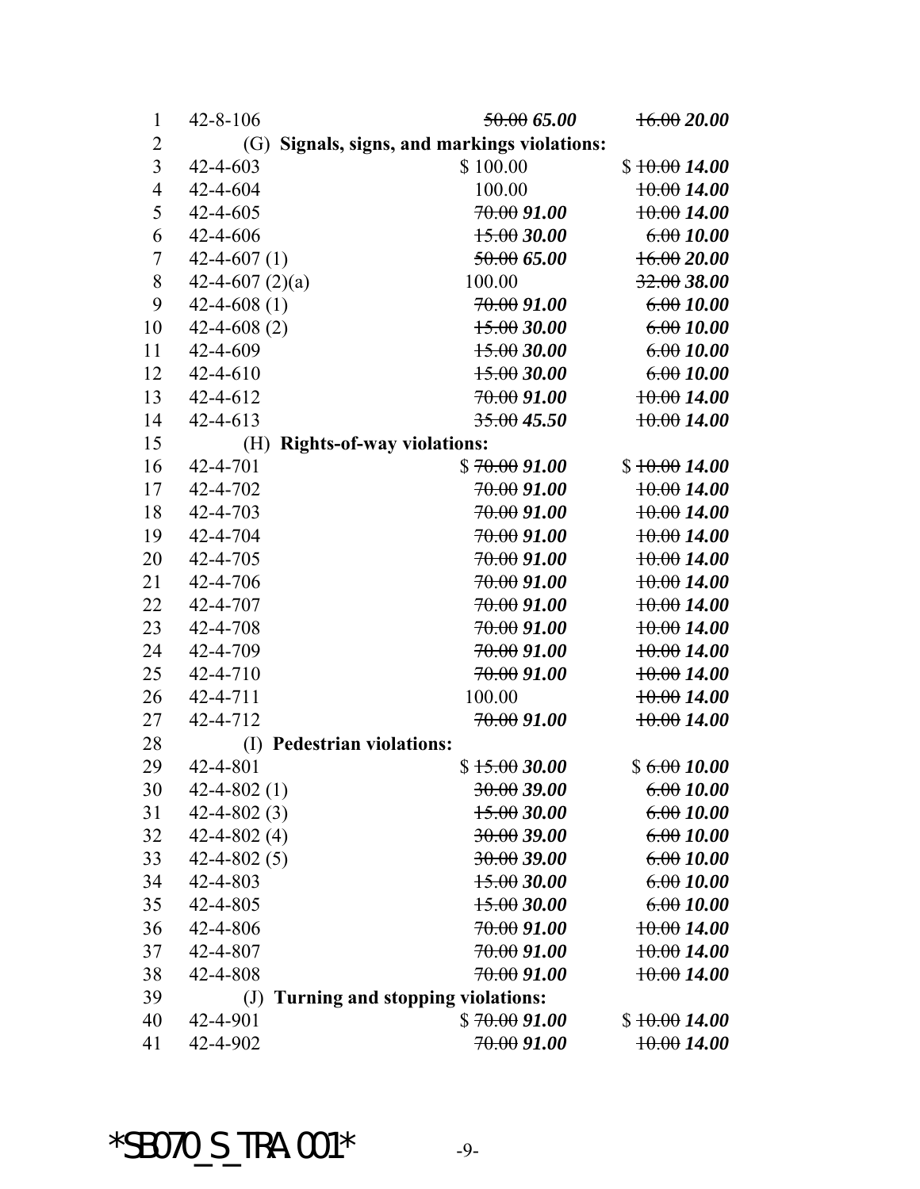| | | |
|---|---|---|
| 42-8-106 | ~~50.00~~ ***65.00*** | ~~16.00~~ ***20.00*** |
| (G) **Signals, signs, and markings violations:** | | |
| 42-4-603 | $ 100.00 | $ ~~10.00~~ ***14.00*** |
| 42-4-604 | 100.00 | ~~10.00~~ ***14.00*** |
| 42-4-605 | ~~70.00~~ ***91.00*** | ~~10.00~~ ***14.00*** |
| 42-4-606 | ~~15.00~~ ***30.00*** | ~~6.00~~ ***10.00*** |
| 42-4-607 (1) | ~~50.00~~ ***65.00*** | ~~16.00~~ ***20.00*** |
| 42-4-607 (2)(a) | 100.00 | ~~32.00~~ ***38.00*** |
| 42-4-608 (1) | ~~70.00~~ ***91.00*** | ~~6.00~~ ***10.00*** |
| 42-4-608 (2) | ~~15.00~~ ***30.00*** | ~~6.00~~ ***10.00*** |
| 42-4-609 | ~~15.00~~ ***30.00*** | ~~6.00~~ ***10.00*** |
| 42-4-610 | ~~15.00~~ ***30.00*** | ~~6.00~~ ***10.00*** |
| 42-4-612 | ~~70.00~~ ***91.00*** | ~~10.00~~ ***14.00*** |
| 42-4-613 | ~~35.00~~ ***45.50*** | ~~10.00~~ ***14.00*** |
| (H) **Rights-of-way violations:** | | |
| 42-4-701 | $ ~~70.00~~ ***91.00*** | $ ~~10.00~~ ***14.00*** |
| 42-4-702 | ~~70.00~~ ***91.00*** | ~~10.00~~ ***14.00*** |
| 42-4-703 | ~~70.00~~ ***91.00*** | ~~10.00~~ ***14.00*** |
| 42-4-704 | ~~70.00~~ ***91.00*** | ~~10.00~~ ***14.00*** |
| 42-4-705 | ~~70.00~~ ***91.00*** | ~~10.00~~ ***14.00*** |
| 42-4-706 | ~~70.00~~ ***91.00*** | ~~10.00~~ ***14.00*** |
| 42-4-707 | ~~70.00~~ ***91.00*** | ~~10.00~~ ***14.00*** |
| 42-4-708 | ~~70.00~~ ***91.00*** | ~~10.00~~ ***14.00*** |
| 42-4-709 | ~~70.00~~ ***91.00*** | ~~10.00~~ ***14.00*** |
| 42-4-710 | ~~70.00~~ ***91.00*** | ~~10.00~~ ***14.00*** |
| 42-4-711 | 100.00 | ~~10.00~~ ***14.00*** |
| 42-4-712 | ~~70.00~~ ***91.00*** | ~~10.00~~ ***14.00*** |
| (I) **Pedestrian violations:** | | |
| 42-4-801 | $ ~~15.00~~ ***30.00*** | $ ~~6.00~~ ***10.00*** |
| 42-4-802 (1) | ~~30.00~~ ***39.00*** | ~~6.00~~ ***10.00*** |
| 42-4-802 (3) | ~~15.00~~ ***30.00*** | ~~6.00~~ ***10.00*** |
| 42-4-802 (4) | ~~30.00~~ ***39.00*** | ~~6.00~~ ***10.00*** |
| 42-4-802 (5) | ~~30.00~~ ***39.00*** | ~~6.00~~ ***10.00*** |
| 42-4-803 | ~~15.00~~ ***30.00*** | ~~6.00~~ ***10.00*** |
| 42-4-805 | ~~15.00~~ ***30.00*** | ~~6.00~~ ***10.00*** |
| 42-4-806 | ~~70.00~~ ***91.00*** | ~~10.00~~ ***14.00*** |
| 42-4-807 | ~~70.00~~ ***91.00*** | ~~10.00~~ ***14.00*** |
| 42-4-808 | ~~70.00~~ ***91.00*** | ~~10.00~~ ***14.00*** |
| (J) **Turning and stopping violations:** | | |
| 42-4-901 | $ ~~70.00~~ ***91.00*** | $ ~~10.00~~ ***14.00*** |
| 42-4-902 | ~~70.00~~ ***91.00*** | ~~10.00~~ ***14.00*** |

*SB070_S_TRA.001*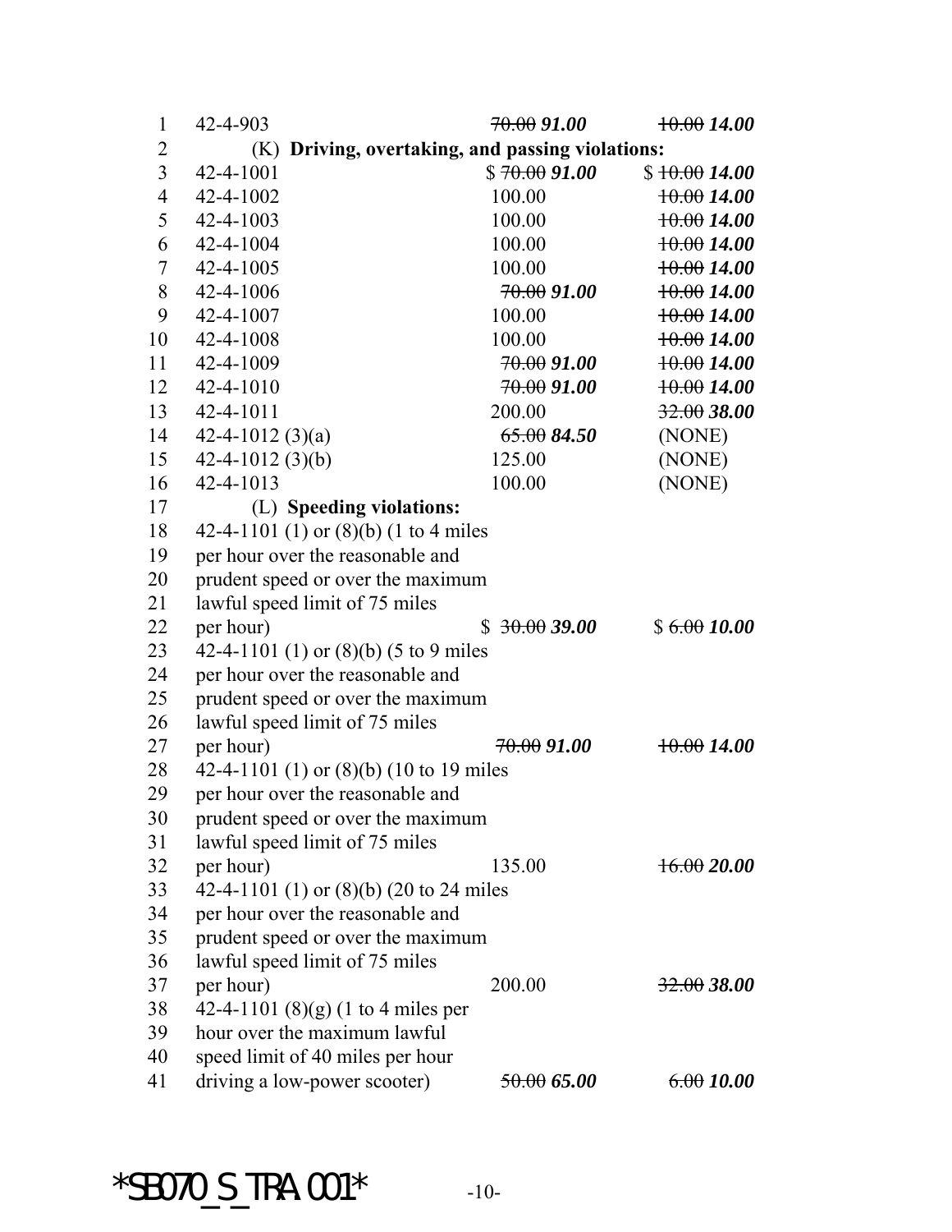| | | | |
|---|---|---|---|
| 1 | 42-4-903 | ~~70.00~~ ***91.00*** | ~~10.00~~ ***14.00*** |
| 2 | (K) **Driving, overtaking, and passing violations:** | | |
| 3 | 42-4-1001 | $ ~~70.00~~ ***91.00*** | $ ~~10.00~~ ***14.00*** |
| 4 | 42-4-1002 | 100.00 | ~~10.00~~ ***14.00*** |
| 5 | 42-4-1003 | 100.00 | ~~10.00~~ ***14.00*** |
| 6 | 42-4-1004 | 100.00 | ~~10.00~~ ***14.00*** |
| 7 | 42-4-1005 | 100.00 | ~~10.00~~ ***14.00*** |
| 8 | 42-4-1006 | ~~70.00~~ ***91.00*** | ~~10.00~~ ***14.00*** |
| 9 | 42-4-1007 | 100.00 | ~~10.00~~ ***14.00*** |
| 10 | 42-4-1008 | 100.00 | ~~10.00~~ ***14.00*** |
| 11 | 42-4-1009 | ~~70.00~~ ***91.00*** | ~~10.00~~ ***14.00*** |
| 12 | 42-4-1010 | ~~70.00~~ ***91.00*** | ~~10.00~~ ***14.00*** |
| 13 | 42-4-1011 | 200.00 | ~~32.00~~ ***38.00*** |
| 14 | 42-4-1012 (3)(a) | ~~65.00~~ ***84.50*** | (NONE) |
| 15 | 42-4-1012 (3)(b) | 125.00 | (NONE) |
| 16 | 42-4-1013 | 100.00 | (NONE) |
| 17 | (L) **Speeding violations:** | | |
| 18–22 | 42-4-1101 (1) or (8)(b) (1 to 4 miles per hour over the reasonable and prudent speed or over the maximum lawful speed limit of 75 miles per hour) | $ ~~30.00~~ ***39.00*** | $ ~~6.00~~ ***10.00*** |
| 23–27 | 42-4-1101 (1) or (8)(b) (5 to 9 miles per hour over the reasonable and prudent speed or over the maximum lawful speed limit of 75 miles per hour) | ~~70.00~~ ***91.00*** | ~~10.00~~ ***14.00*** |
| 28–32 | 42-4-1101 (1) or (8)(b) (10 to 19 miles per hour over the reasonable and prudent speed or over the maximum lawful speed limit of 75 miles per hour) | 135.00 | ~~16.00~~ ***20.00*** |
| 33–37 | 42-4-1101 (1) or (8)(b) (20 to 24 miles per hour over the reasonable and prudent speed or over the maximum lawful speed limit of 75 miles per hour) | 200.00 | ~~32.00~~ ***38.00*** |
| 38–41 | 42-4-1101 (8)(g) (1 to 4 miles per hour over the maximum lawful speed limit of 40 miles per hour driving a low-power scooter) | ~~50.00~~ ***65.00*** | ~~6.00~~ ***10.00*** |

*SB070_S_TRA.001*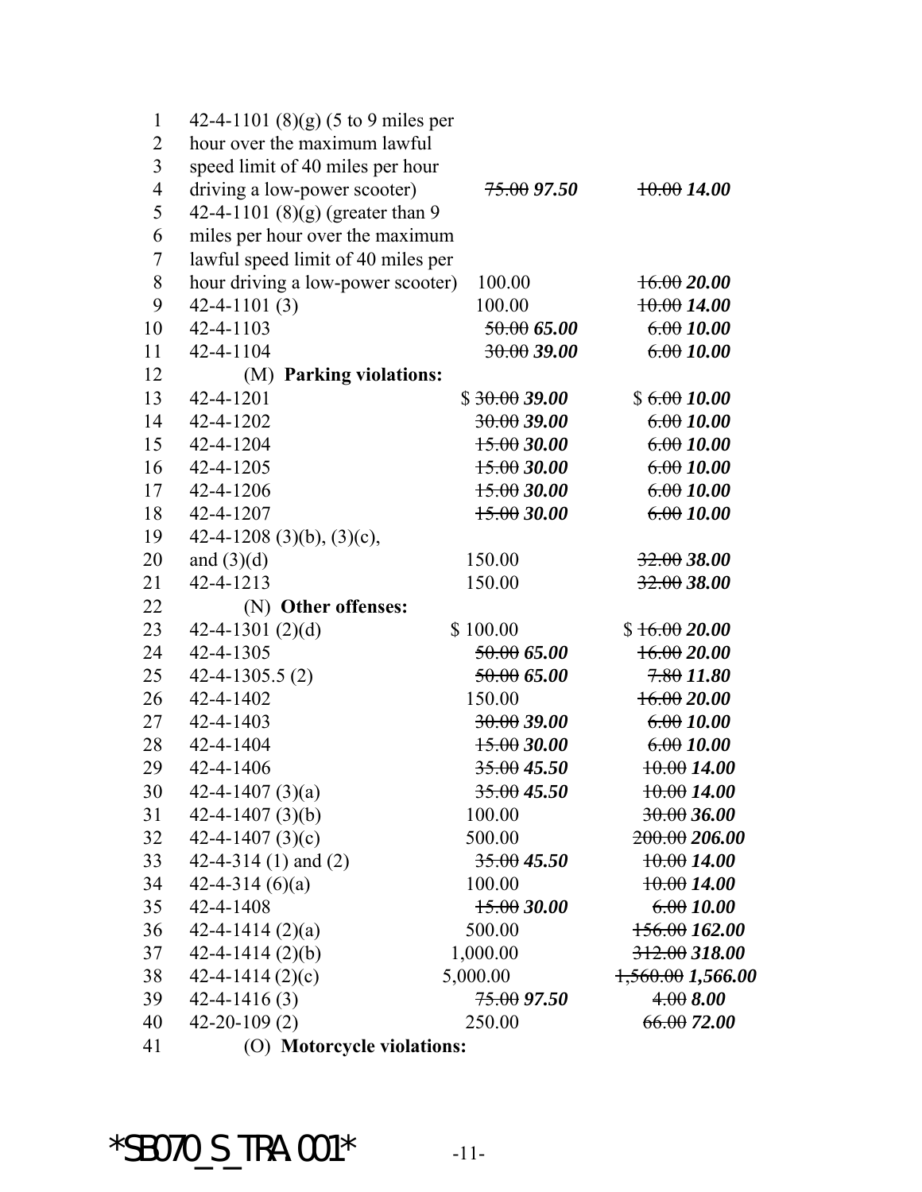| | | |
|---|---|---|
| 42-4-1101 (8)(g) (5 to 9 miles per hour over the maximum lawful speed limit of 40 miles per hour driving a low-power scooter) | ~~75.00~~ ***97.50*** | ~~10.00~~ ***14.00*** |
| 42-4-1101 (8)(g) (greater than 9 miles per hour over the maximum lawful speed limit of 40 miles per hour driving a low-power scooter) | 100.00 | ~~16.00~~ ***20.00*** |
| 42-4-1101 (3) | 100.00 | ~~10.00~~ ***14.00*** |
| 42-4-1103 | ~~50.00~~ ***65.00*** | ~~6.00~~ ***10.00*** |
| 42-4-1104 | ~~30.00~~ ***39.00*** | ~~6.00~~ ***10.00*** |
| (M) **Parking violations:** | | |
| 42-4-1201 | $ ~~30.00~~ ***39.00*** | $ ~~6.00~~ ***10.00*** |
| 42-4-1202 | ~~30.00~~ ***39.00*** | ~~6.00~~ ***10.00*** |
| 42-4-1204 | ~~15.00~~ ***30.00*** | ~~6.00~~ ***10.00*** |
| 42-4-1205 | ~~15.00~~ ***30.00*** | ~~6.00~~ ***10.00*** |
| 42-4-1206 | ~~15.00~~ ***30.00*** | ~~6.00~~ ***10.00*** |
| 42-4-1207 | ~~15.00~~ ***30.00*** | ~~6.00~~ ***10.00*** |
| 42-4-1208 (3)(b), (3)(c), and (3)(d) | 150.00 | ~~32.00~~ ***38.00*** |
| 42-4-1213 | 150.00 | ~~32.00~~ ***38.00*** |
| (N) **Other offenses:** | | |
| 42-4-1301 (2)(d) | $ 100.00 | $ ~~16.00~~ ***20.00*** |
| 42-4-1305 | ~~50.00~~ ***65.00*** | ~~16.00~~ ***20.00*** |
| 42-4-1305.5 (2) | ~~50.00~~ ***65.00*** | ~~7.80~~ ***11.80*** |
| 42-4-1402 | 150.00 | ~~16.00~~ ***20.00*** |
| 42-4-1403 | ~~30.00~~ ***39.00*** | ~~6.00~~ ***10.00*** |
| 42-4-1404 | ~~15.00~~ ***30.00*** | ~~6.00~~ ***10.00*** |
| 42-4-1406 | ~~35.00~~ ***45.50*** | ~~10.00~~ ***14.00*** |
| 42-4-1407 (3)(a) | ~~35.00~~ ***45.50*** | ~~10.00~~ ***14.00*** |
| 42-4-1407 (3)(b) | 100.00 | ~~30.00~~ ***36.00*** |
| 42-4-1407 (3)(c) | 500.00 | ~~200.00~~ ***206.00*** |
| 42-4-314 (1) and (2) | ~~35.00~~ ***45.50*** | ~~10.00~~ ***14.00*** |
| 42-4-314 (6)(a) | 100.00 | ~~10.00~~ ***14.00*** |
| 42-4-1408 | ~~15.00~~ ***30.00*** | ~~6.00~~ ***10.00*** |
| 42-4-1414 (2)(a) | 500.00 | ~~156.00~~ ***162.00*** |
| 42-4-1414 (2)(b) | 1,000.00 | ~~312.00~~ ***318.00*** |
| 42-4-1414 (2)(c) | 5,000.00 | ~~1,560.00~~ ***1,566.00*** |
| 42-4-1416 (3) | ~~75.00~~ ***97.50*** | ~~4.00~~ ***8.00*** |
| 42-20-109 (2) | 250.00 | ~~66.00~~ ***72.00*** |
| (O) **Motorcycle violations:** | | |

*SB070_S_TRA.001*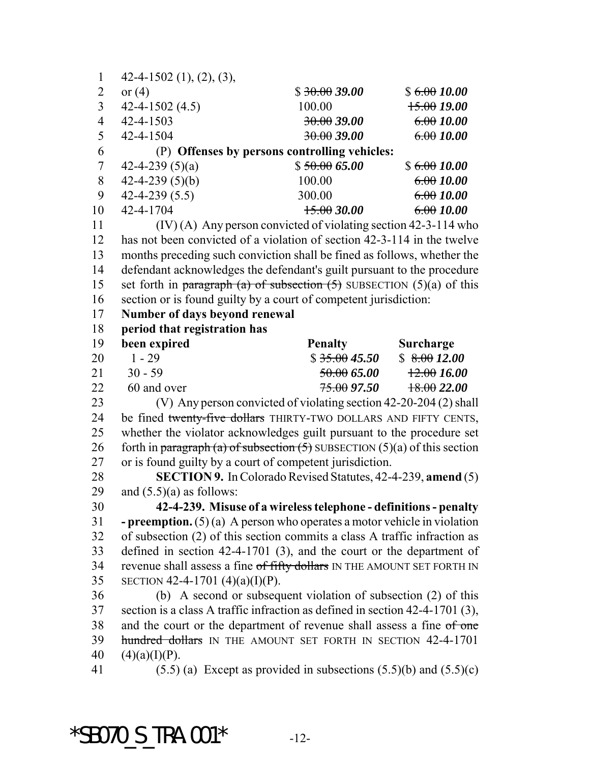| | | |
|---|---|---|
| 42-4-1502 (1), (2), (3), or (4) | $ ~~30.00~~ ***39.00*** | $ ~~6.00~~ ***10.00*** |
| 42-4-1502 (4.5) | 100.00 | ~~15.00~~ ***19.00*** |
| 42-4-1503 | ~~30.00~~ ***39.00*** | ~~6.00~~ ***10.00*** |
| 42-4-1504 | ~~30.00~~ ***39.00*** | ~~6.00~~ ***10.00*** |
| (P) **Offenses by persons controlling vehicles:** | | |
| 42-4-239 (5)(a) | $ ~~50.00~~ ***65.00*** | $ ~~6.00~~ ***10.00*** |
| 42-4-239 (5)(b) | 100.00 | ~~6.00~~ ***10.00*** |
| 42-4-239 (5.5) | 300.00 | ~~6.00~~ ***10.00*** |
| 42-4-1704 | ~~15.00~~ ***30.00*** | ~~6.00~~ ***10.00*** |

(IV) (A) Any person convicted of violating section 42-3-114 who has not been convicted of a violation of section 42-3-114 in the twelve months preceding such conviction shall be fined as follows, whether the defendant acknowledges the defendant's guilt pursuant to the procedure set forth in ~~paragraph (a) of subsection (5)~~ SUBSECTION (5)(a) of this section or is found guilty by a court of competent jurisdiction:

| **Number of days beyond renewal period that registration has been expired** | **Penalty** | **Surcharge** |
|---|---|---|
| 1 - 29 | $ ~~35.00~~ ***45.50*** | $ ~~8.00~~ ***12.00*** |
| 30 - 59 | ~~50.00~~ ***65.00*** | ~~12.00~~ ***16.00*** |
| 60 and over | ~~75.00~~ ***97.50*** | ~~18.00~~ ***22.00*** |

(V) Any person convicted of violating section 42-20-204 (2) shall be fined ~~twenty-five dollars~~ THIRTY-TWO DOLLARS AND FIFTY CENTS, whether the violator acknowledges guilt pursuant to the procedure set forth in ~~paragraph (a) of subsection (5)~~ SUBSECTION (5)(a) of this section or is found guilty by a court of competent jurisdiction.

**SECTION 9.** In Colorado Revised Statutes, 42-4-239, **amend** (5) and (5.5)(a) as follows:

**42-4-239. Misuse of a wireless telephone - definitions - penalty - preemption.** (5) (a) A person who operates a motor vehicle in violation of subsection (2) of this section commits a class A traffic infraction as defined in section 42-4-1701 (3), and the court or the department of revenue shall assess a fine ~~of fifty dollars~~ IN THE AMOUNT SET FORTH IN SECTION 42-4-1701 (4)(a)(I)(P).

(b) A second or subsequent violation of subsection (2) of this section is a class A traffic infraction as defined in section 42-4-1701 (3), and the court or the department of revenue shall assess a fine ~~of one hundred dollars~~ IN THE AMOUNT SET FORTH IN SECTION 42-4-1701 (4)(a)(I)(P).

(5.5) (a) Except as provided in subsections (5.5)(b) and (5.5)(c)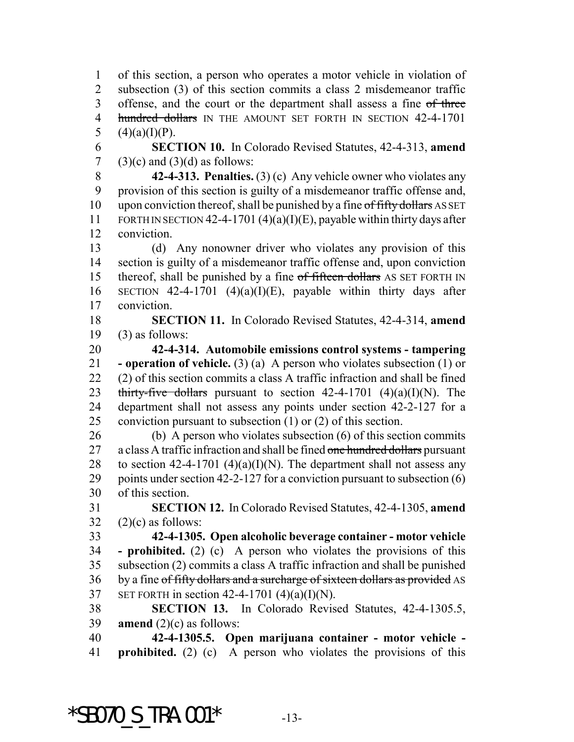of this section, a person who operates a motor vehicle in violation of subsection (3) of this section commits a class 2 misdemeanor traffic offense, and the court or the department shall assess a fine ~~of three hundred dollars~~ IN THE AMOUNT SET FORTH IN SECTION 42-4-1701 (4)(a)(I)(P).

**SECTION 10.** In Colorado Revised Statutes, 42-4-313, **amend** (3)(c) and (3)(d) as follows:

**42-4-313. Penalties.** (3) (c) Any vehicle owner who violates any provision of this section is guilty of a misdemeanor traffic offense and, upon conviction thereof, shall be punished by a fine ~~of fifty dollars~~ AS SET FORTH IN SECTION 42-4-1701 (4)(a)(I)(E), payable within thirty days after conviction.

(d) Any nonowner driver who violates any provision of this section is guilty of a misdemeanor traffic offense and, upon conviction thereof, shall be punished by a fine ~~of fifteen dollars~~ AS SET FORTH IN SECTION 42-4-1701 (4)(a)(I)(E), payable within thirty days after conviction.

**SECTION 11.** In Colorado Revised Statutes, 42-4-314, **amend** (3) as follows:

**42-4-314. Automobile emissions control systems - tampering - operation of vehicle.** (3) (a) A person who violates subsection (1) or (2) of this section commits a class A traffic infraction and shall be fined ~~thirty-five dollars~~ pursuant to section 42-4-1701 (4)(a)(I)(N). The department shall not assess any points under section 42-2-127 for a conviction pursuant to subsection (1) or (2) of this section.

(b) A person who violates subsection (6) of this section commits a class A traffic infraction and shall be fined ~~one hundred dollars~~ pursuant to section 42-4-1701 (4)(a)(I)(N). The department shall not assess any points under section 42-2-127 for a conviction pursuant to subsection (6) of this section.

**SECTION 12.** In Colorado Revised Statutes, 42-4-1305, **amend** (2)(c) as follows:

**42-4-1305. Open alcoholic beverage container - motor vehicle - prohibited.** (2) (c) A person who violates the provisions of this subsection (2) commits a class A traffic infraction and shall be punished by a fine ~~of fifty dollars and a surcharge of sixteen dollars as provided~~ AS SET FORTH in section 42-4-1701 (4)(a)(I)(N).

**SECTION 13.** In Colorado Revised Statutes, 42-4-1305.5, **amend** (2)(c) as follows:

**42-4-1305.5. Open marijuana container - motor vehicle - prohibited.** (2) (c) A person who violates the provisions of this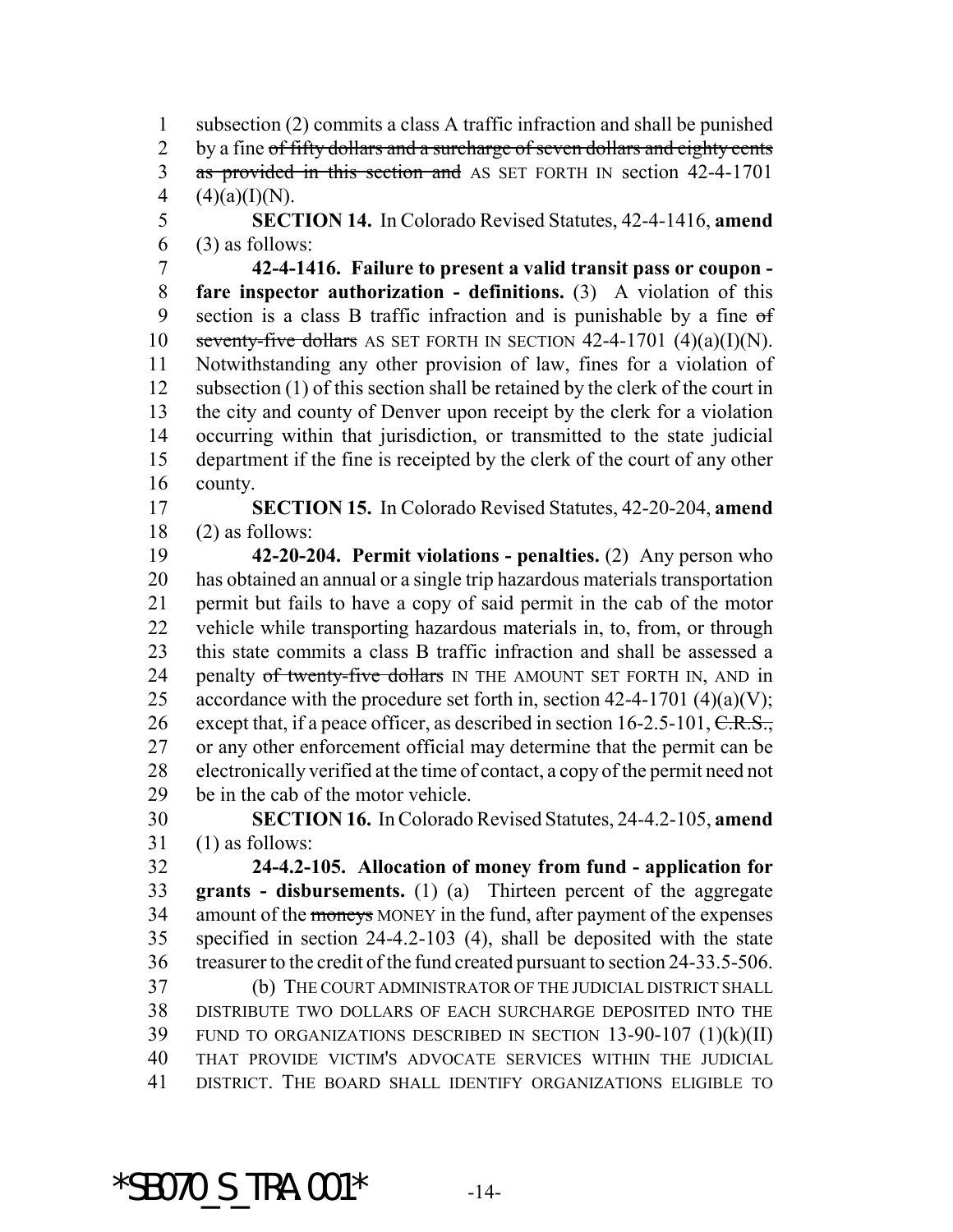subsection (2) commits a class A traffic infraction and shall be punished by a fine ~~of fifty dollars and a surcharge of seven dollars and eighty cents as provided in this section and~~ AS SET FORTH IN section 42-4-1701 (4)(a)(I)(N).

**SECTION 14.** In Colorado Revised Statutes, 42-4-1416, **amend** (3) as follows:

**42-4-1416. Failure to present a valid transit pass or coupon - fare inspector authorization - definitions.** (3) A violation of this section is a class B traffic infraction and is punishable by a fine ~~of seventy-five dollars~~ AS SET FORTH IN SECTION 42-4-1701 (4)(a)(I)(N). Notwithstanding any other provision of law, fines for a violation of subsection (1) of this section shall be retained by the clerk of the court in the city and county of Denver upon receipt by the clerk for a violation occurring within that jurisdiction, or transmitted to the state judicial department if the fine is receipted by the clerk of the court of any other county.

**SECTION 15.** In Colorado Revised Statutes, 42-20-204, **amend** (2) as follows:

**42-20-204. Permit violations - penalties.** (2) Any person who has obtained an annual or a single trip hazardous materials transportation permit but fails to have a copy of said permit in the cab of the motor vehicle while transporting hazardous materials in, to, from, or through this state commits a class B traffic infraction and shall be assessed a penalty ~~of twenty-five dollars~~ IN THE AMOUNT SET FORTH IN, AND in accordance with the procedure set forth in, section 42-4-1701 (4)(a)(V); except that, if a peace officer, as described in section 16-2.5-101, ~~C.R.S.,~~ or any other enforcement official may determine that the permit can be electronically verified at the time of contact, a copy of the permit need not be in the cab of the motor vehicle.

**SECTION 16.** In Colorado Revised Statutes, 24-4.2-105, **amend** (1) as follows:

**24-4.2-105. Allocation of money from fund - application for grants - disbursements.** (1) (a) Thirteen percent of the aggregate amount of the ~~moneys~~ MONEY in the fund, after payment of the expenses specified in section 24-4.2-103 (4), shall be deposited with the state treasurer to the credit of the fund created pursuant to section 24-33.5-506.

(b) THE COURT ADMINISTRATOR OF THE JUDICIAL DISTRICT SHALL DISTRIBUTE TWO DOLLARS OF EACH SURCHARGE DEPOSITED INTO THE FUND TO ORGANIZATIONS DESCRIBED IN SECTION 13-90-107 (1)(k)(II) THAT PROVIDE VICTIM'S ADVOCATE SERVICES WITHIN THE JUDICIAL DISTRICT. THE BOARD SHALL IDENTIFY ORGANIZATIONS ELIGIBLE TO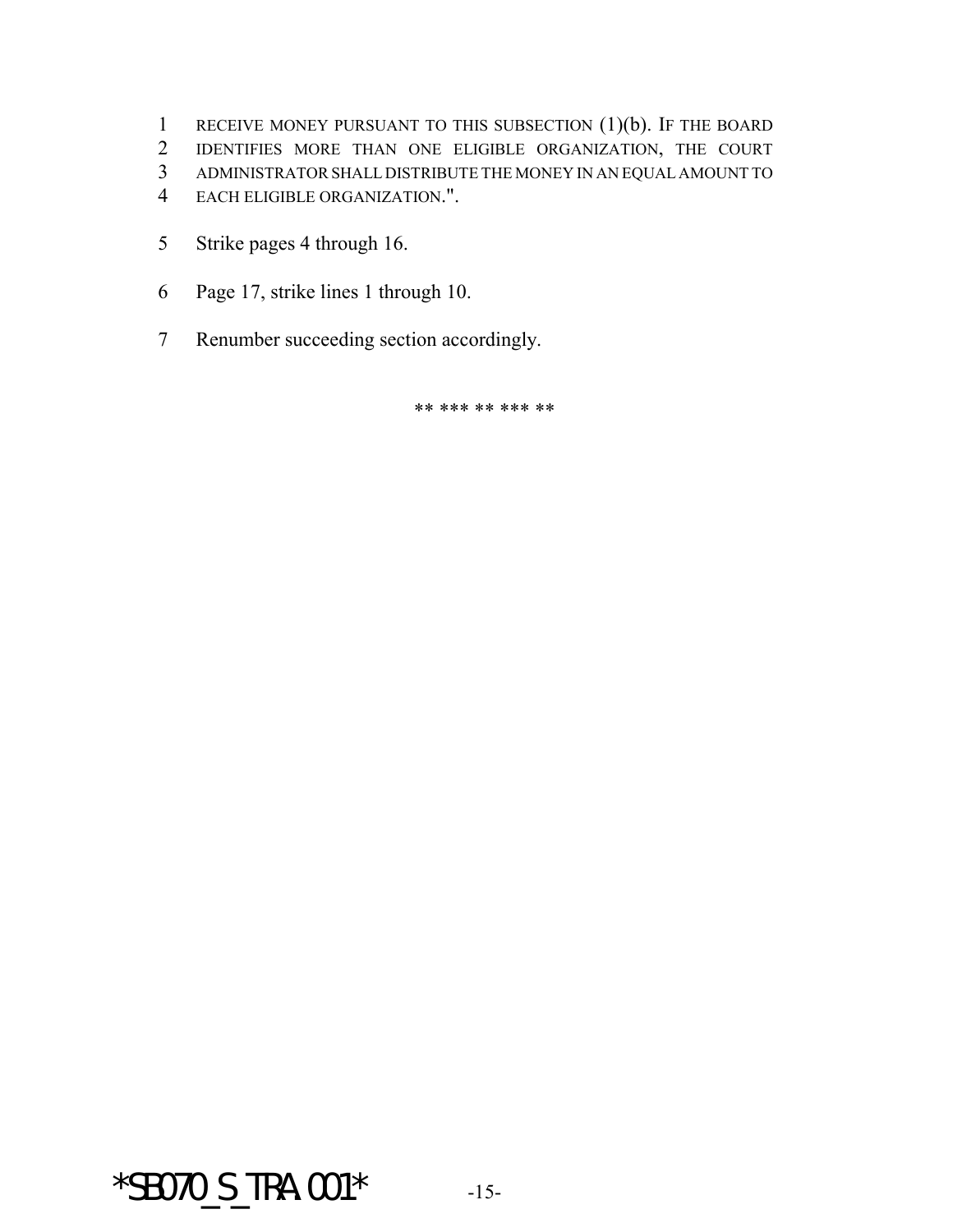RECEIVE MONEY PURSUANT TO THIS SUBSECTION (1)(b). IF THE BOARD IDENTIFIES MORE THAN ONE ELIGIBLE ORGANIZATION, THE COURT ADMINISTRATOR SHALL DISTRIBUTE THE MONEY IN AN EQUAL AMOUNT TO EACH ELIGIBLE ORGANIZATION.".

Strike pages 4 through 16.

Page 17, strike lines 1 through 10.

Renumber succeeding section accordingly.

** *** ** *** **